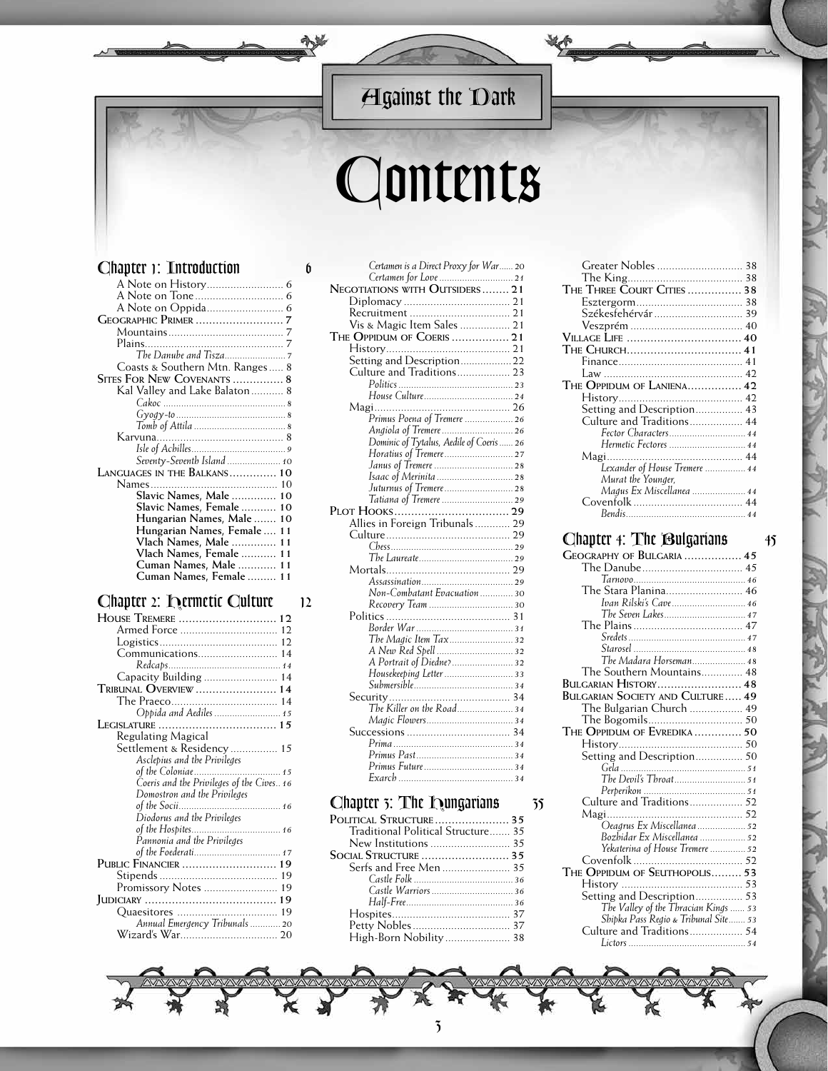# Contents

## Chapter 1: Introduction — 6

- A Note on History ........ 6
- A Note on Tone ........ 6
- A Note on Oppida ........ 6

**Geographic Primer** ........ 7
- Mountains ........ 7
- Plains ........ 7
  - *The Danube and Tisza* ........ 7
- Coasts & Southern Mtn. Ranges ........ 8

**Sites For New Covenants** ........ 8
- Kal Valley and Lake Balaton ........ 8
  - *Cakoc* ........ 8
  - *Gyogy-to* ........ 8
  - *Tomb of Attila* ........ 8
- Karvuna ........ 8
  - *Isle of Achilles* ........ 9
  - *Seventy-Seventh Island* ........ 10

**Languages in the Balkans** ........ 10
- Names ........ 10
  - **Slavic Names, Male** ........ 10
  - **Slavic Names, Female** ........ 10
  - **Hungarian Names, Male** ........ 10
  - **Hungarian Names, Female** ........ 11
  - **Vlach Names, Male** ........ 11
  - **Vlach Names, Female** ........ 11
  - **Cuman Names, Male** ........ 11
  - **Cuman Names, Female** ........ 11

## Chapter 2: Hermetic Culture — 12

**House Tremere** ........ 12
- Armed Force ........ 12
- Logistics ........ 12
- Communications ........ 14
  - *Redcaps* ........ 14
- Capacity Building ........ 14

**Tribunal Overview** ........ 14
- The Praeco ........ 14
  - *Oppida and Aediles* ........ 15

**Legislature** ........ 15
- Regulating Magical Settlement & Residency ........ 15
  - *Asclepius and the Privileges of the Coloniae* ........ 15
  - *Coeris and the Privileges of the Cives* ... 16
  - *Domostron and the Privileges of the Socii* ........ 16
  - *Diodorus and the Privileges of the Hospites* ........ 16
  - *Pannonia and the Privileges of the Foederati* ........ 17

**Public Financier** ........ 19
- Stipends ........ 19
- Promissory Notes ........ 19

**Judiciary** ........ 19
- Quaesitores ........ 19
  - *Annual Emergency Tribunals* ........ 20
- Wizard's War ........ 20
  - *Certamen is a Direct Proxy for War* ........ 20
  - *Certamen for Love* ........ 21

**Negotiations with Outsiders** ........ 21
- Diplomacy ........ 21
- Recruitment ........ 21
- Vis & Magic Item Sales ........ 21

**The Oppidum of Coeris** ........ 21
- History ........ 21
- Setting and Description ........ 22
- Culture and Traditions ........ 23
  - *Politics* ........ 23
  - *House Culture* ........ 24
- Magi ........ 26
  - *Primus Poena of Tremere* ........ 26
  - *Angiola of Tremere* ........ 26
  - *Dominic of Tytalus, Aedile of Coeris* ........ 26
  - *Horatius of Tremere* ........ 27
  - *Janus of Tremere* ........ 28
  - *Isaac of Merinita* ........ 28
  - *Juturnus of Tremere* ........ 28
  - *Tatiana of Tremere* ........ 29

**Plot Hooks** ........ 29
- Allies in Foreign Tribunals ........ 29
- Culture ........ 29
  - *Chess* ........ 29
  - *The Laureate* ........ 29
- Mortals ........ 29
  - *Assassination* ........ 29
  - *Non-Combatant Evacuation* ........ 30
  - *Recovery Team* ........ 30
- Politics ........ 31
  - *Border War* ........ 31
  - *The Magic Item Tax* ........ 32
  - *A New Red Spell* ........ 32
  - *A Portrait of Diedne?* ........ 32
  - *Housekeeping Letter* ........ 33
  - *Submersible* ........ 34
- Security ........ 34
  - *The Killer on the Road* ........ 34
  - *Magic Flowers* ........ 34
- Successions ........ 34
  - *Prima* ........ 34
  - *Primus Past* ........ 34
  - *Primus Future* ........ 34
  - *Exarch* ........ 34

## Chapter 3: The Hungarians — 35

**Political Structure** ........ 35
- Traditional Political Structure ........ 35
- New Institutions ........ 35

**Social Structure** ........ 35
- Serfs and Free Men ........ 35
  - *Castle Folk* ........ 36
  - *Castle Warriors* ........ 36
  - *Half-Free* ........ 36
- Hospites ........ 37
- Petty Nobles ........ 37
- High-Born Nobility ........ 38
- Greater Nobles ........ 38
- The King ........ 38

**The Three Court Cities** ........ 38
- Esztergom ........ 38
- Székesfehérvár ........ 39
- Veszprém ........ 40

**Village Life** ........ 40

**The Church** ........ 41
- Finance ........ 41
- Law ........ 42

**The Oppidum of Laniena** ........ 42
- History ........ 42
- Setting and Description ........ 43
- Culture and Traditions ........ 44
  - *Fector Characters* ........ 44
  - *Hermetic Fectores* ........ 44
- Magi ........ 44
  - *Lexander of House Tremere* ........ 44
  - *Murat the Younger, Magus Ex Miscellanea* ........ 44
- Covenfolk ........ 44
  - *Bendis* ........ 44

## Chapter 4: The Bulgarians — 45

**Geography of Bulgaria** ........ 45
- The Danube ........ 45
  - *Tarnovo* ........ 46
- The Stara Planina ........ 46
  - *Ivan Rilski's Cave* ........ 46
  - *The Seven Lakes* ........ 47
- The Plains ........ 47
  - *Sredets* ........ 47
  - *Starosel* ........ 48
  - *The Madara Horseman* ........ 48
- The Southern Mountains ........ 48

**Bulgarian History** ........ 48

**Bulgarian Society and Culture** ........ 49
- The Bulgarian Church ........ 49
- The Bogomils ........ 50

**The Oppidum of Evredika** ........ 50
- History ........ 50
- Setting and Description ........ 50
  - *Gela* ........ 51
  - *The Devil's Throat* ........ 51
  - *Perperikon* ........ 51
- Culture and Traditions ........ 52
- Magi ........ 52
  - *Oeagrus Ex Miscellanea* ........ 52
  - *Bozhidar Ex Miscellanea* ........ 52
  - *Yekaterina of House Tremere* ........ 52
- Covenfolk ........ 52

**The Oppidum of Seuthopolis** ........ 53
- History ........ 53
- Setting and Description ........ 53
  - *The Valley of the Thracian Kings* ........ 53
  - *Shipka Pass Regio & Tribunal Site* ........ 53
- Culture and Traditions ........ 54
  - *Lictors* ........ 54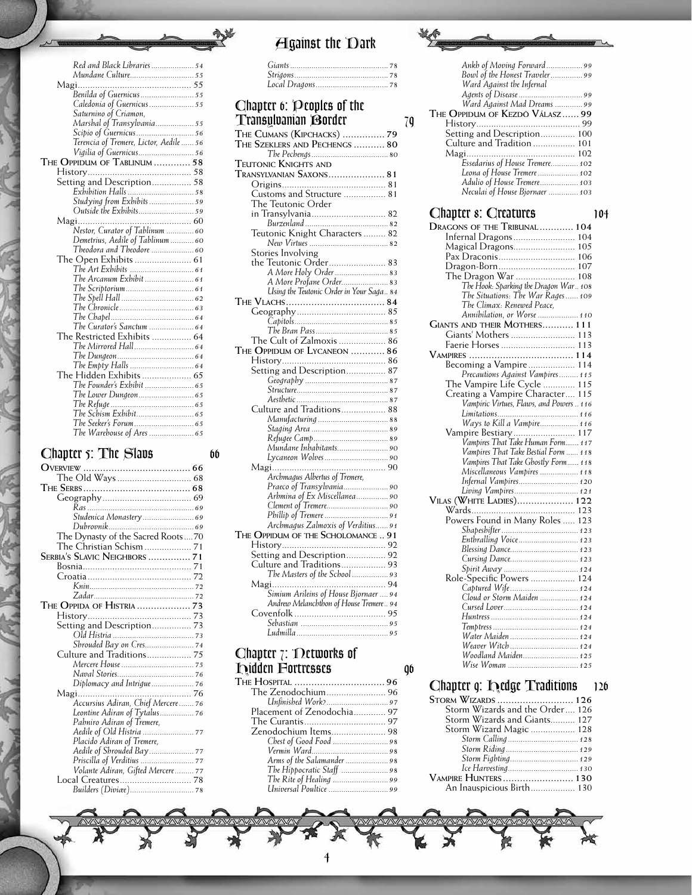*Red and Black Libraries* ..... 54
*Mundane Culture* ..... 55
Magi ..... 55
*Benilda of Guernicus* ..... 55
*Caledonia of Guernicus* ..... 55
*Saturnino of Criamon, Marshal of Transylvania* ..... 55
*Scipio of Guernicus* ..... 56
*Terencia of Tremere, Lictor, Aedile* ..... 56
*Vigilia of Guernicus* ..... 56
The Oppidum of Tablinum ..... 58
History ..... 58
Setting and Description ..... 58
*Exhibition Halls* ..... 58
*Studying from Exhibits* ..... 59
*Outside the Exhibits* ..... 59
Magi ..... 60
*Nestor, Curator of Tablinum* ..... 60
*Demetrius, Aedile of Tablinum* ..... 60
*Theodora and Theodore* ..... 60
The Open Exhibits ..... 61
*The Art Exhibits* ..... 61
*The Arcanum Exhibit* ..... 61
*The Scriptorium* ..... 61
*The Spell Hall* ..... 62
*The Chronicle* ..... 63
*The Chapel* ..... 64
*The Curator's Sanctum* ..... 64
The Restricted Exhibits ..... 64
*The Mirrored Hall* ..... 64
*The Dungeon* ..... 64
*The Empty Halls* ..... 64
The Hidden Exhibits ..... 65
*The Founder's Exhibit* ..... 65
*The Lower Dungeon* ..... 65
*The Refuge* ..... 65
*The Schism Exhibit* ..... 65
*The Seeker's Forum* ..... 65
*The Warehouse of Ares* ..... 65

## Chapter 5: The Slavs — 66

Overview ..... 66
The Old Ways ..... 68
The Serbs ..... 68
Geography ..... 69
*Ras* ..... 69
*Studenica Monastery* ..... 69
*Dubrovnik* ..... 69
The Dynasty of the Sacred Roots ..... 70
The Christian Schism ..... 71
Serbia's Slavic Neighbors ..... 71
Bosnia ..... 71
Croatia ..... 72
*Knin* ..... 72
*Zadar* ..... 72
The Oppida of Histria ..... 73
History ..... 73
Setting and Description ..... 73
*Old Histria* ..... 73
*Shrouded Bay on Cres* ..... 74
Culture and Traditions ..... 75
*Mercere House* ..... 75
*Naval Stories* ..... 76
*Diplomacy and Intrigue* ..... 76
Magi ..... 76
*Accursius Adiran, Chief Mercere* ..... 76
*Leontine Adiran of Tytalus* ..... 76
*Pabniro Adiran of Tremere, Aedile of Old Histria* ..... 77
*Placido Adiran of Tremere, Aedile of Shrouded Bay* ..... 77
*Priscilla of Verditius* ..... 77
*Volante Adiran, Gifted Mercere* ..... 77
Local Creatures ..... 78
*Builders (Diviæ)* ..... 78
*Giants* ..... 78
*Strigons* ..... 78
*Local Dragons* ..... 78

## Chapter 6: Peoples of the Transylvanian Border — 79

The Cumans (Kipchacks) ..... 79
The Szeklers and Pechengs ..... 80
*The Pechengs* ..... 80
Teutonic Knights and Transylvanian Saxons ..... 81
Origins ..... 81
Customs and Structure ..... 81
The Teutonic Order in Transylvania ..... 82
*Burzenland* ..... 82
Teutonic Knight Characters ..... 82
*New Virtues* ..... 82
Stories Involving the Teutonic Order ..... 83
*A More Holy Order* ..... 83
*A More Profane Order* ..... 83
*Using the Teutonic Order in Your Saga* ..... 84
The Vlachs ..... 84
Geography ..... 85
*Capitols* ..... 85
*The Bran Pass* ..... 85
The Cult of Zalmoxis ..... 86
The Oppidum of Lycaneon ..... 86
History ..... 86
Setting and Description ..... 87
*Geography* ..... 87
*Structure* ..... 87
*Aesthetic* ..... 87
Culture and Traditions ..... 88
*Manufacturing* ..... 88
*Staging Area* ..... 89
*Refugee Camp* ..... 89
*Mundane Inhabitants* ..... 90
*Lycaneon Wolves* ..... 90
Magi ..... 90
*Archmagus Albertus of Tremere, Praeco of Transylvania* ..... 90
*Arbmina of Ex Miscellanea* ..... 90
*Clement of Tremere* ..... 90
*Phillip of Tremere* ..... 91
*Archmagus Zalmoxis of Verditius* ..... 91
The Oppidum of the Scholomance ..... 91
History ..... 92
Setting and Description ..... 92
Culture and Traditions ..... 93
*The Masters of the School* ..... 93
Magi ..... 94
*Simium Arileins of House Bjornaer* ..... 94
*Andrew Melanchthon of House Tremere* ..... 94
Covenfolk ..... 95
*Sebastian* ..... 95
*Ludmilla* ..... 95

## Chapter 7: Networks of Hidden Fortresses — 96

The Hospital ..... 96
The Zenodochium ..... 96
*Unfinished Work?* ..... 97
Placement of Zenodochia ..... 97
The Curantis ..... 97
Zenodochium Items ..... 98
*Chest of Good Food* ..... 98
*Vermin Ward* ..... 98
*Arms of the Salamander* ..... 98
*The Hippocratic Staff* ..... 98
*The Rite of Healing* ..... 99
*Universal Poultice* ..... 99
*Ankh of Moving Forward* ..... 99
*Bowl of the Honest Traveler* ..... 99
*Ward Against the Infernal Agents of Disease* ..... 99
*Ward Against Mad Dreams* ..... 99
The Oppidum of Kezdö Válasz ..... 99
History ..... 99
Setting and Description ..... 100
Culture and Tradition ..... 101
Magi ..... 102
*Essedarius of House Tremere* ..... 102
*Leona of House Tremere* ..... 102
*Adulio of House Tremere* ..... 103
*Neculai of House Bjornaer* ..... 103

## Chapter 8: Creatures — 104

Dragons of the Tribunal ..... 104
Infernal Dragons ..... 104
Magical Dragons ..... 105
Pax Draconis ..... 106
Dragon-Born ..... 107
The Dragon War ..... 108
*The Hook: Sparking the Dragon War* ..... 108
*The Situations: The War Rages* ..... 109
*The Climax: Renewed Peace, Annihilation, or Worse* ..... 110
Giants and their Mothers ..... 111
Giants' Mothers ..... 113
Faerie Horses ..... 113
Vampires ..... 114
Becoming a Vampire ..... 114
*Precautions Against Vampires* ..... 115
The Vampire Life Cycle ..... 115
Creating a Vampire Character ..... 115
*Vampiric Virtues, Flaws, and Powers* ..... 116
*Limitations* ..... 116
*Ways to Kill a Vampire* ..... 116
Vampire Bestiary ..... 117
*Vampires That Take Human Form* ..... 117
*Vampires That Take Bestial Form* ..... 118
*Vampires That Take Ghostly Form* ..... 118
*Miscellaneous Vampires* ..... 118
*Infernal Vampires* ..... 120
*Living Vampires* ..... 121
Vilas (White Ladies) ..... 122
Wards ..... 123
Powers Found in Many Roles ..... 123
*Shapeshifter* ..... 123
*Enthralling Voice* ..... 123
*Blessing Dance* ..... 123
*Cursing Dance* ..... 123
*Spirit Away* ..... 124
Role-Specific Powers ..... 124
*Captured Wife* ..... 124
*Cloud or Storm Maiden* ..... 124
*Cursed Lover* ..... 124
*Huntress* ..... 124
*Temptress* ..... 124
*Water Maiden* ..... 124
*Weaver Witch* ..... 124
*Woodland Maiden* ..... 125
*Wise Woman* ..... 125

## Chapter 9: Hedge Traditions — 126

Storm Wizards ..... 126
Storm Wizards and the Order ..... 126
Storm Wizards and Giants ..... 127
Storm Wizard Magic ..... 128
*Storm Calling* ..... 128
*Storm Riding* ..... 129
*Storm Fighting* ..... 129
*Ice Harvesting* ..... 130
Vampire Hunters ..... 130
An Inauspicious Birth ..... 130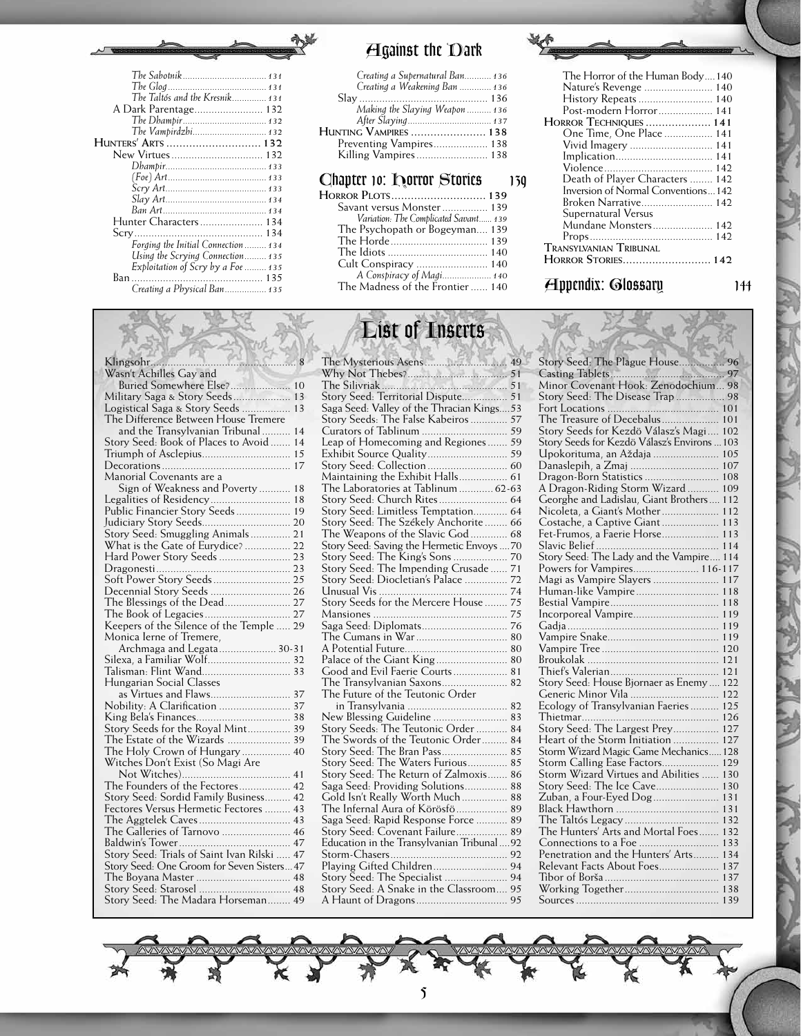*The Sabotnik* .......... 131
*The Glog* .......... 131
*The Taltós and the Kresnik* .......... 131
A Dark Parentage .......... 132
*The Dhampir* .......... 132
*The Vampirdzhi* .......... 132
HUNTERS' ARTS .......... 132
New Virtues .......... 132
*Dhampir* .......... 133
*(Foe) Art* .......... 133
*Scry Art* .......... 133
*Slay Art* .......... 134
*Ban Art* .......... 134
Hunter Characters .......... 134
Scry .......... 134
*Forging the Initial Connection* .......... 134
*Using the Scrying Connection* .......... 135
*Exploitation of Scry by a Foe* .......... 135
Ban .......... 135
*Creating a Physical Ban* .......... 135
*Creating a Supernatural Ban* .......... 136
*Creating a Weakening Ban* .......... 136
Slay .......... 136
*Making the Slaying Weapon* .......... 136
*After Slaying* .......... 137
HUNTING VAMPIRES .......... 138
Preventing Vampires .......... 138
Killing Vampires .......... 138

## Chapter 10: Horror Stories 139

HORROR PLOTS .......... 139
Savant versus Monster .......... 139
*Variation: The Complicated Savant* .......... 139
The Psychopath or Bogeyman .......... 139
The Horde .......... 139
The Idiots .......... 140
Cult Conspiracy .......... 140
*A Conspiracy of Magi* .......... 140
The Madness of the Frontier .......... 140
The Horror of the Human Body .......... 140
Nature's Revenge .......... 140
History Repeats .......... 140
Post-modern Horror .......... 141
HORROR TECHNIQUES .......... 141
One Time, One Place .......... 141
Vivid Imagery .......... 141
Implication .......... 141
Violence .......... 142
Death of Player Characters .......... 142
Inversion of Normal Conventions .......... 142
Broken Narrative .......... 142
Supernatural Versus Mundane Monsters .......... 142
Props .......... 142
TRANSYLVANIAN TRIBUNAL HORROR STORIES .......... 142

## Appendix: Glossary 144

# List of Inserts

Klingsohr .......... 8
Wasn't Achilles Gay and Buried Somewhere Else? .......... 10
Military Saga & Story Seeds .......... 13
Logistical Saga & Story Seeds .......... 13
The Difference Between House Tremere and the Transylvanian Tribunal .......... 14
Story Seed: Book of Places to Avoid .......... 14
Triumph of Asclepius .......... 15
Decorations .......... 17
Manorial Covenants are a Sign of Weakness and Poverty .......... 18
Legalities of Residency .......... 18
Public Financier Story Seeds .......... 19
Judiciary Story Seeds .......... 20
Story Seed: Smuggling Animals .......... 21
What is the Gate of Eurydice? .......... 22
Hard Power Story Seeds .......... 23
Dragonesti .......... 23
Soft Power Story Seeds .......... 25
Decennial Story Seeds .......... 26
The Blessings of the Dead .......... 27
The Book of Legacies .......... 27
Keepers of the Silence of the Temple .......... 29
Monica Ierne of Tremere, Archmaga and Legata .......... 30-31
Silexa, a Familiar Wolf .......... 32
Talisman: Flint Wand .......... 33
Hungarian Social Classes as Virtues and Flaws .......... 37
Nobility: A Clarification .......... 37
King Bela's Finances .......... 38
Story Seeds for the Royal Mint .......... 39
The Estate of the Wizards .......... 39
The Holy Crown of Hungary .......... 40
Witches Don't Exist (So Magi Are Not Witches) .......... 41
The Founders of the Fectores .......... 42
Story Seed: Sordid Family Business .......... 42
Fectores Versus Hermetic Fectores .......... 43
The Aggtelek Caves .......... 43
The Galleries of Tarnovo .......... 46
Baldwin's Tower .......... 47
Story Seed: Trials of Saint Ivan Rilski .......... 47
Story Seed: One Groom for Seven Sisters .......... 47
The Boyana Master .......... 48
Story Seed: Starosel .......... 48
Story Seed: The Madara Horseman .......... 49
The Mysterious Asens .......... 49
Why Not Thebes? .......... 51
The Silivriak .......... 51
Story Seed: Territorial Dispute .......... 51
Saga Seed: Valley of the Thracian Kings .......... 53
Story Seeds: The False Kabeiros .......... 57
Curators of Tablinum .......... 59
Leap of Homecoming and Regiones .......... 59
Exhibit Source Quality .......... 59
Story Seed: Collection .......... 60
Maintaining the Exhibit Halls .......... 61
The Laboratories at Tablinum .......... 62-63
Story Seed: Church Rites .......... 64
Story Seed: Limitless Temptation .......... 64
Story Seed: The Székely Anchorite .......... 66
The Weapons of the Slavic God .......... 68
Story Seed: Saving the Hermetic Envoys .......... 70
Story Seed: The King's Sons .......... 70
Story Seed: The Impending Crusade .......... 71
Story Seed: Diocletian's Palace .......... 72
Unusual Vis .......... 74
Story Seeds for the Mercere House .......... 75
Mansiones .......... 75
Saga Seed: Diplomats .......... 76
The Cumans in War .......... 80
A Potential Future .......... 80
Palace of the Giant King .......... 80
Good and Evil Faerie Courts .......... 81
The Transylvanian Saxons .......... 82
The Future of the Teutonic Order in Transylvania .......... 82
New Blessing Guideline .......... 83
Story Seeds: The Teutonic Order .......... 84
The Swords of the Teutonic Order .......... 84
Story Seed: The Bran Pass .......... 85
Story Seed: The Waters Furious .......... 85
Story Seed: The Return of Zalmoxis .......... 86
Saga Seed: Providing Solutions .......... 88
Gold Isn't Really Worth Much .......... 88
The Infernal Aura of Körösfö .......... 89
Saga Seed: Rapid Response Force .......... 89
Story Seed: Covenant Failure .......... 89
Education in the Transylvanian Tribunal .......... 92
Storm-Chasers .......... 92
Playing Gifted Children .......... 94
Story Seed: The Specialist .......... 94
Story Seed: A Snake in the Classroom .......... 95
A Haunt of Dragons .......... 95
Story Seed: The Plague House .......... 96
Casting Tablets .......... 97
Minor Covenant Hook: Zenodochium .......... 98
Story Seed: The Disease Trap .......... 98
Fort Locations .......... 101
The Treasure of Decebalus .......... 101
Story Seeds for Kezdö Válasz's Magi .......... 102
Story Seeds for Kezdö Válasz's Environs .......... 103
Upokorituma, an Aždaja .......... 105
Danaslepih, a Zmaj .......... 107
Dragon-Born Statistics .......... 108
A Dragon-Riding Storm Wizard .......... 109
Georghe and Ladislau, Giant Brothers .......... 112
Nicoleta, a Giant's Mother .......... 112
Costache, a Captive Giant .......... 113
Fet-Frumos, a Faerie Horse .......... 113
Slavic Belief .......... 114
Story Seed: The Lady and the Vampire .......... 114
Powers for Vampires .......... 116-117
Magi as Vampire Slayers .......... 117
Human-like Vampire .......... 118
Bestial Vampire .......... 118
Incorporeal Vampire .......... 119
Gadja .......... 119
Vampire Snake .......... 119
Vampire Tree .......... 120
Broukolak .......... 121
Thief's Valerian .......... 121
Story Seed: House Bjornaer as Enemy .......... 122
Generic Minor Vila .......... 122
Ecology of Transylvanian Faeries .......... 125
Thietmar .......... 126
Story Seed: The Largest Prey .......... 127
Heart of the Storm Initiation .......... 127
Storm Wizard Magic Game Mechanics .......... 128
Storm Calling Ease Factors .......... 129
Storm Wizard Virtues and Abilities .......... 130
Story Seed: The Ice Cave .......... 130
Zuban, a Four-Eyed Dog .......... 131
Black Hawthorn .......... 131
The Taltós Legacy .......... 132
The Hunters' Arts and Mortal Foes .......... 132
Connections to a Foe .......... 133
Penetration and the Hunters' Arts .......... 134
Relevant Facts About Foes .......... 137
Tibor of Borša .......... 137
Working Together .......... 138
Sources .......... 139